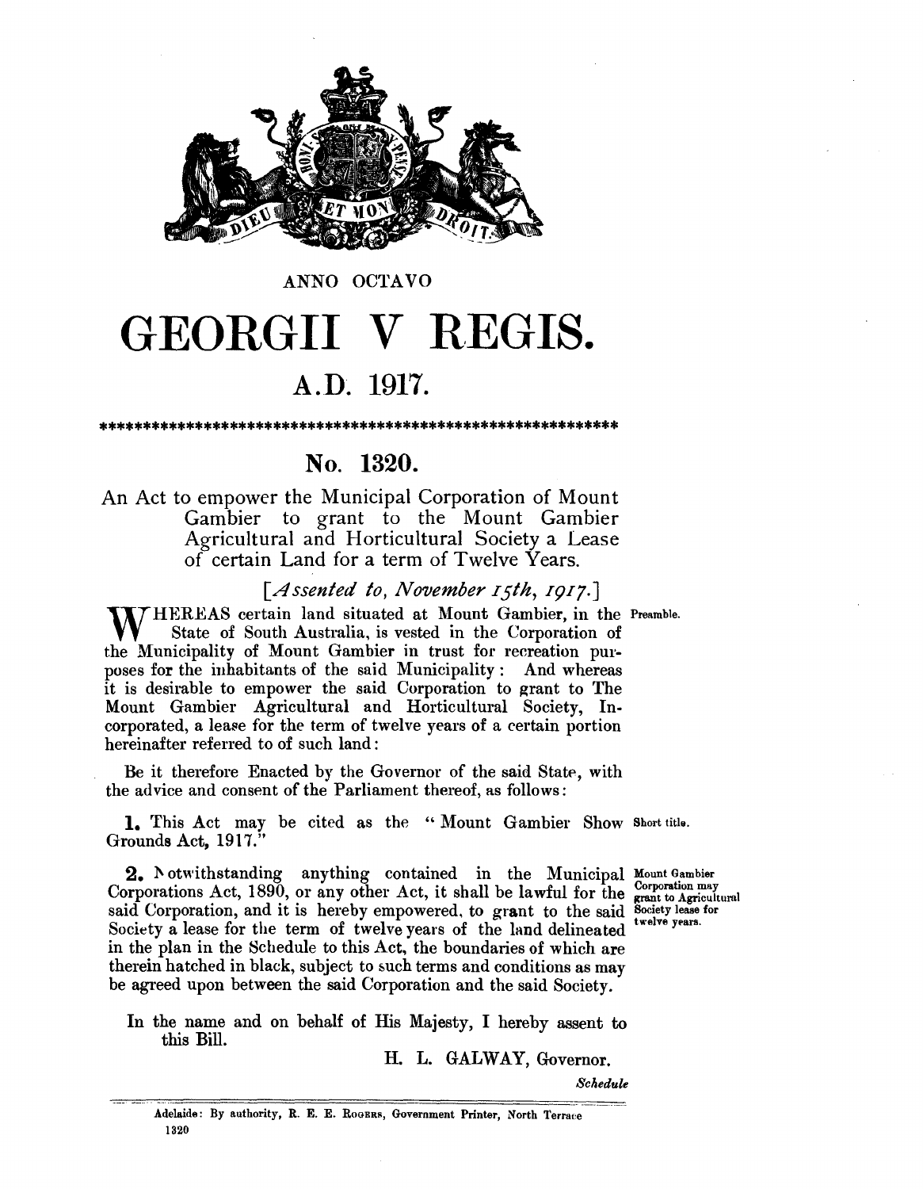ANNO OCTAVO

# GEORGII V REGIS.

## A.D. 1917.

*************************************************************

## No. 1320.

An Act to empower the Municipal Corporation of Mount Gambier to grant to the Mount Gambier Agricultural and Horticultural Society a Lease of certain Land for a term of Twelve Years.

*[Assented to, November 15th, 1917.]*

Preamble.

WHEREAS certain land situated at Mount Gambier, in the State of South Australia, is vested in the Corporation of the Municipality of Mount Gambier in trust for recreation purposes for the inhabitants of the said Municipality: And whereas it is desirable to empower the said Corporation to grant to The Mount Gambier Agricultural and Horticultural Society, Incorporated, a lease for the term of twelve years of a certain portion hereinafter referred to of such land:

Be it therefore Enacted by the Governor of the said State, with the advice and consent of the Parliament thereof, as follows:

Short title.

**1.** This Act may be cited as the "Mount Gambier Show Grounds Act, 1917."

Mount Gambier Corporation may grant to Agricultural Society lease for twelve years.

**2.** Notwithstanding anything contained in the Municipal Corporations Act, 1890, or any other Act, it shall be lawful for the said Corporation, and it is hereby empowered, to grant to the said Society a lease for the term of twelve years of the land delineated in the plan in the Schedule to this Act, the boundaries of which are therein hatched in black, subject to such terms and conditions as may be agreed upon between the said Corporation and the said Society.

In the name and on behalf of His Majesty, I hereby assent to this Bill.

H. L. GALWAY, Governor.

*Schedule*

Adelaide: By authority, R. E. E. Rogers, Government Printer, North Terrace
1320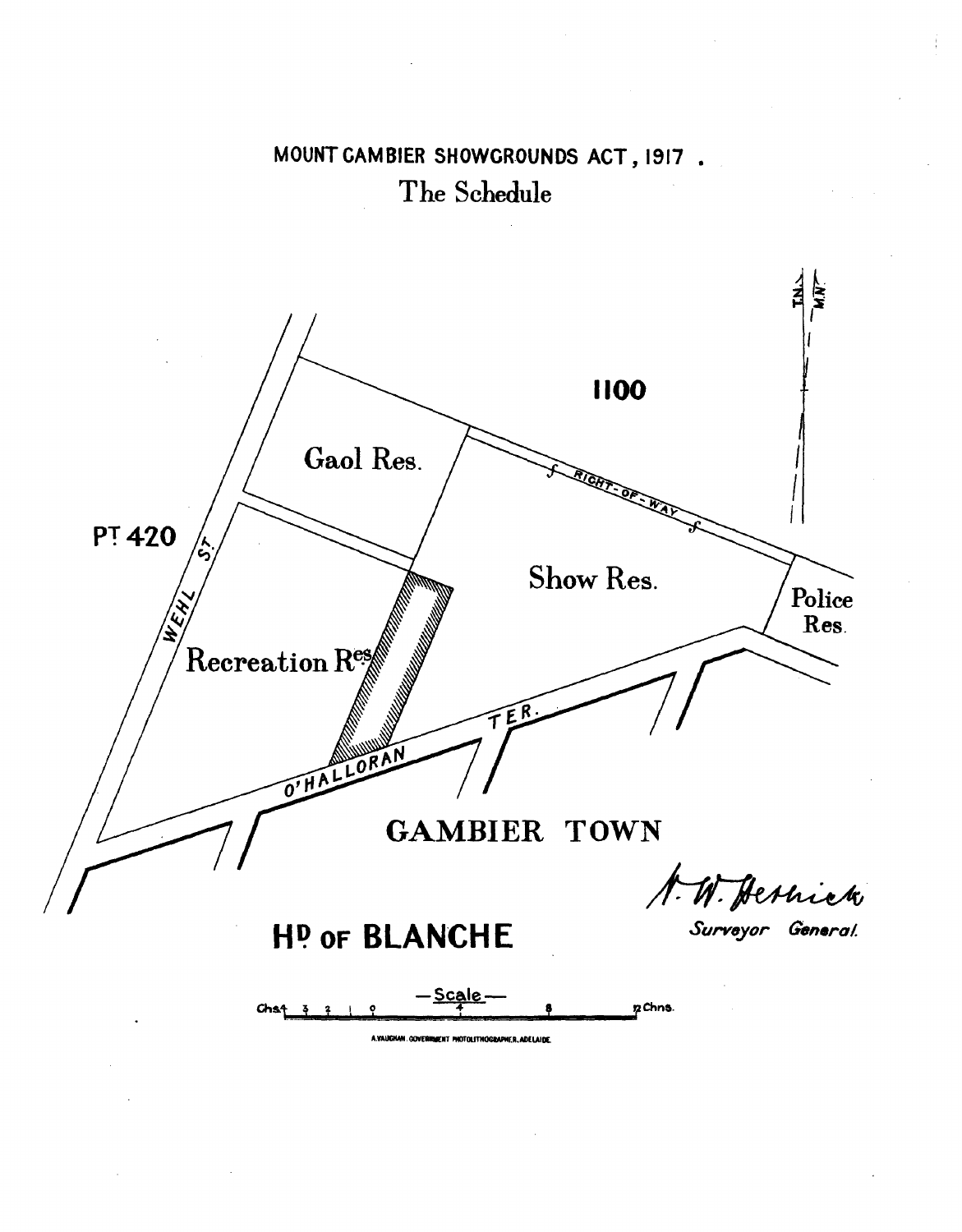# MOUNT GAMBIER SHOWGROUNDS ACT, 1917.

## The Schedule

T.N.

M.N.

1100

Gaol Res.

RIGHT-OF-WAY

PT 420

WEHL ST.

Show Res.

Police Res.

Recreation Res.

O'HALLORAN TER.

GAMBIER TOWN

F. W. Herrick

*Surveyor General.*

**HD OF BLANCHE**

—Scale—

Chs 4 3 2 1 0 4 8 12 Chns.

A. VAUGHAN, GOVERNMENT PHOTOLITHOGRAPHER, ADELAIDE.